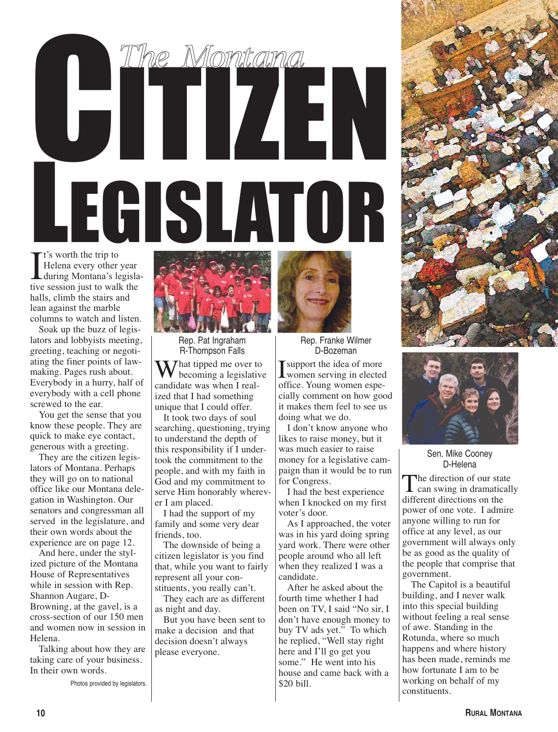# The Montana CITIZEN LEGISLATOR

It's worth the trip to Helena every other year during Montana's legislative session just to walk the halls, climb the stairs and lean against the marble columns to watch and listen.

Soak up the buzz of legislators and lobbyists meeting, greeting, teaching or negotiating the finer points of lawmaking. Pages rush about. Everybody in a hurry, half of everybody with a cell phone screwed to the ear.

You get the sense that you know these people. They are quick to make eye contact, generous with a greeting.

They are the citizen legislators of Montana. Perhaps they will go on to national office like our Montana delegation in Washington. Our senators and congressman all served in the legislature, and their own words about the experience are on page 12.

And here, under the stylized picture of the Montana House of Representatives while in session with Rep. Shannon Augare, D-Browning, at the gavel, is a cross-section of our 150 men and women now in session in Helena.

Talking about how they are taking care of your business. In their own words.

Photos provided by legislators.

Rep. Pat Ingraham
R-Thompson Falls

What tipped me over to becoming a legislative candidate was when I realized that I had something unique that I could offer.

It took two days of soul searching, questioning, trying to understand the depth of this responsibility if I undertook the commitment to the people, and with my faith in God and my commitment to serve Him honorably wherever I am placed.

I had the support of my family and some very dear friends, too.

The downside of being a citizen legislator is you find that, while you want to fairly represent all your constituents, you really can't.

They each are as different as night and day.

But you have been sent to make a decision and that decision doesn't always please everyone.

Rep. Franke Wilmer
D-Bozeman

I support the idea of more women serving in elected office. Young women especially comment on how good it makes them feel to see us doing what we do.

I don't know anyone who likes to raise money, but it was much easier to raise money for a legislative campaign than it would be to run for Congress.

I had the best experience when I knocked on my first voter's door.

As I approached, the voter was in his yard doing spring yard work. There were other people around who all left when they realized I was a candidate.

After he asked about the fourth time whether I had been on TV, I said "No sir, I don't have enough money to buy TV ads yet." To which he replied, "Well stay right here and I'll go get you some." He went into his house and came back with a $20 bill.

Sen. Mike Cooney
D-Helena

The direction of our state can swing in dramatically different directions on the power of one vote. I admire anyone willing to run for office at any level, as our government will always only be as good as the quality of the people that comprise that government.

The Capitol is a beautiful building, and I never walk into this special building without feeling a real sense of awe. Standing in the Rotunda, where so much happens and where history has been made, reminds me how fortunate I am to be working on behalf of my constituents.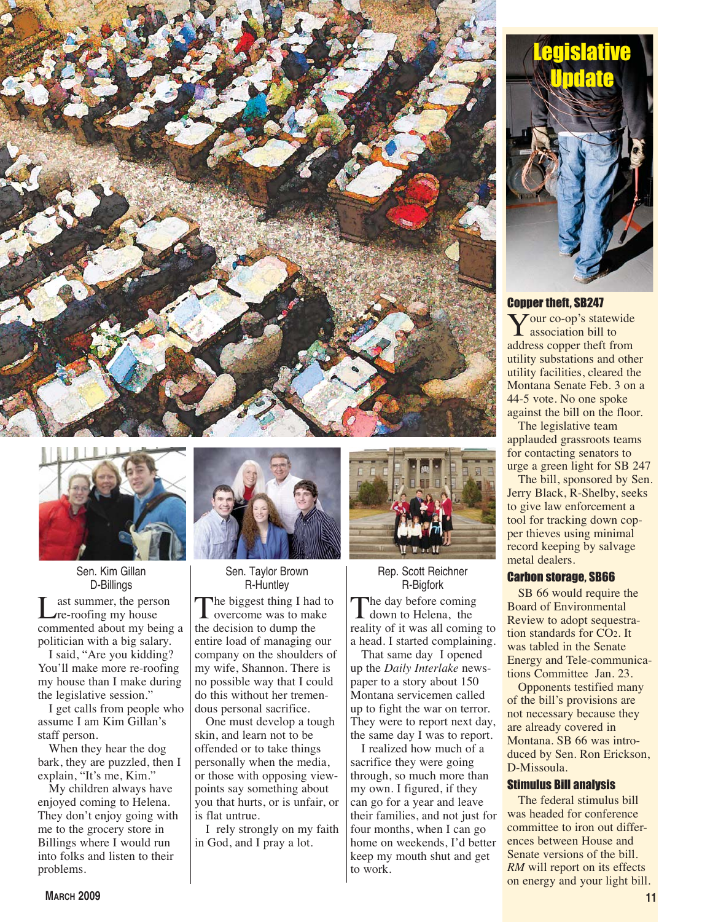Sen. Kim Gillan
D-Billings

Last summer, the person re-roofing my house commented about my being a politician with a big salary.

I said, "Are you kidding? You'll make more re-roofing my house than I make during the legislative session."

I get calls from people who assume I am Kim Gillan's staff person.

When they hear the dog bark, they are puzzled, then I explain, "It's me, Kim."

My children always have enjoyed coming to Helena. They don't enjoy going with me to the grocery store in Billings where I would run into folks and listen to their problems.

Sen. Taylor Brown
R-Huntley

The biggest thing I had to overcome was to make the decision to dump the entire load of managing our company on the shoulders of my wife, Shannon. There is no possible way that I could do this without her tremendous personal sacrifice.

One must develop a tough skin, and learn not to be offended or to take things personally when the media, or those with opposing viewpoints say something about you that hurts, or is unfair, or is flat untrue.

I rely strongly on my faith in God, and I pray a lot.

Rep. Scott Reichner
R-Bigfork

The day before coming down to Helena, the reality of it was all coming to a head. I started complaining.

That same day I opened up the *Daily Interlake* newspaper to a story about 150 Montana servicemen called up to fight the war on terror. They were to report next day, the same day I was to report.

I realized how much of a sacrifice they were going through, so much more than my own. I figured, if they can go for a year and leave their families, and not just for four months, when I can go home on weekends, I'd better keep my mouth shut and get to work.

# Legislative Update

## Copper theft, SB247

Your co-op's statewide association bill to address copper theft from utility substations and other utility facilities, cleared the Montana Senate Feb. 3 on a 44-5 vote. No one spoke against the bill on the floor.

The legislative team applauded grassroots teams for contacting senators to urge a green light for SB 247

The bill, sponsored by Sen. Jerry Black, R-Shelby, seeks to give law enforcement a tool for tracking down copper thieves using minimal record keeping by salvage metal dealers.

## Carbon storage, SB66

SB 66 would require the Board of Environmental Review to adopt sequestration standards for $CO_2$. It was tabled in the Senate Energy and Tele-communications Committee Jan. 23.

Opponents testified many of the bill's provisions are not necessary because they are already covered in Montana. SB 66 was introduced by Sen. Ron Erickson, D-Missoula.

## Stimulus Bill analysis

The federal stimulus bill was headed for conference committee to iron out differences between House and Senate versions of the bill. *RM* will report on its effects on energy and your light bill.